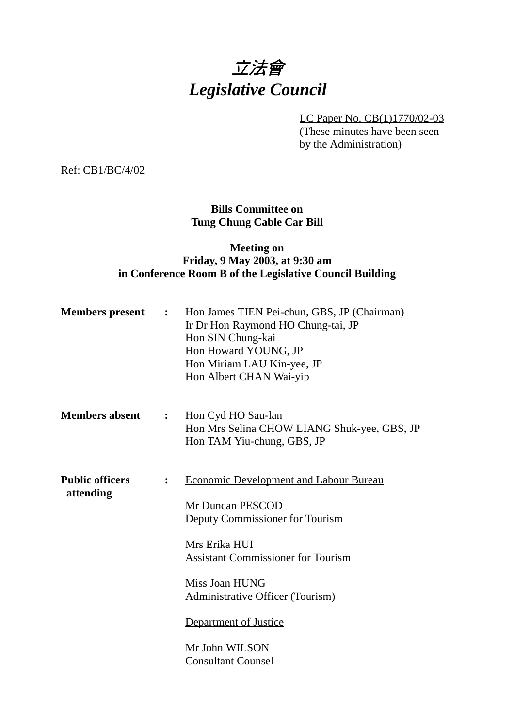# 立法會
# *Legislative Council*

LC Paper No. CB(1)1770/02-03
(These minutes have been seen by the Administration)

Ref: CB1/BC/4/02

**Bills Committee on Tung Chung Cable Car Bill**

**Meeting on Friday, 9 May 2003, at 9:30 am in Conference Room B of the Legislative Council Building**

**Members present** : Hon James TIEN Pei-chun, GBS, JP (Chairman)
Ir Dr Hon Raymond HO Chung-tai, JP
Hon SIN Chung-kai
Hon Howard YOUNG, JP
Hon Miriam LAU Kin-yee, JP
Hon Albert CHAN Wai-yip

**Members absent** : Hon Cyd HO Sau-lan
Hon Mrs Selina CHOW LIANG Shuk-yee, GBS, JP
Hon TAM Yiu-chung, GBS, JP

**Public officers attending** : Economic Development and Labour Bureau

Mr Duncan PESCOD
Deputy Commissioner for Tourism

Mrs Erika HUI
Assistant Commissioner for Tourism

Miss Joan HUNG
Administrative Officer (Tourism)

Department of Justice

Mr John WILSON
Consultant Counsel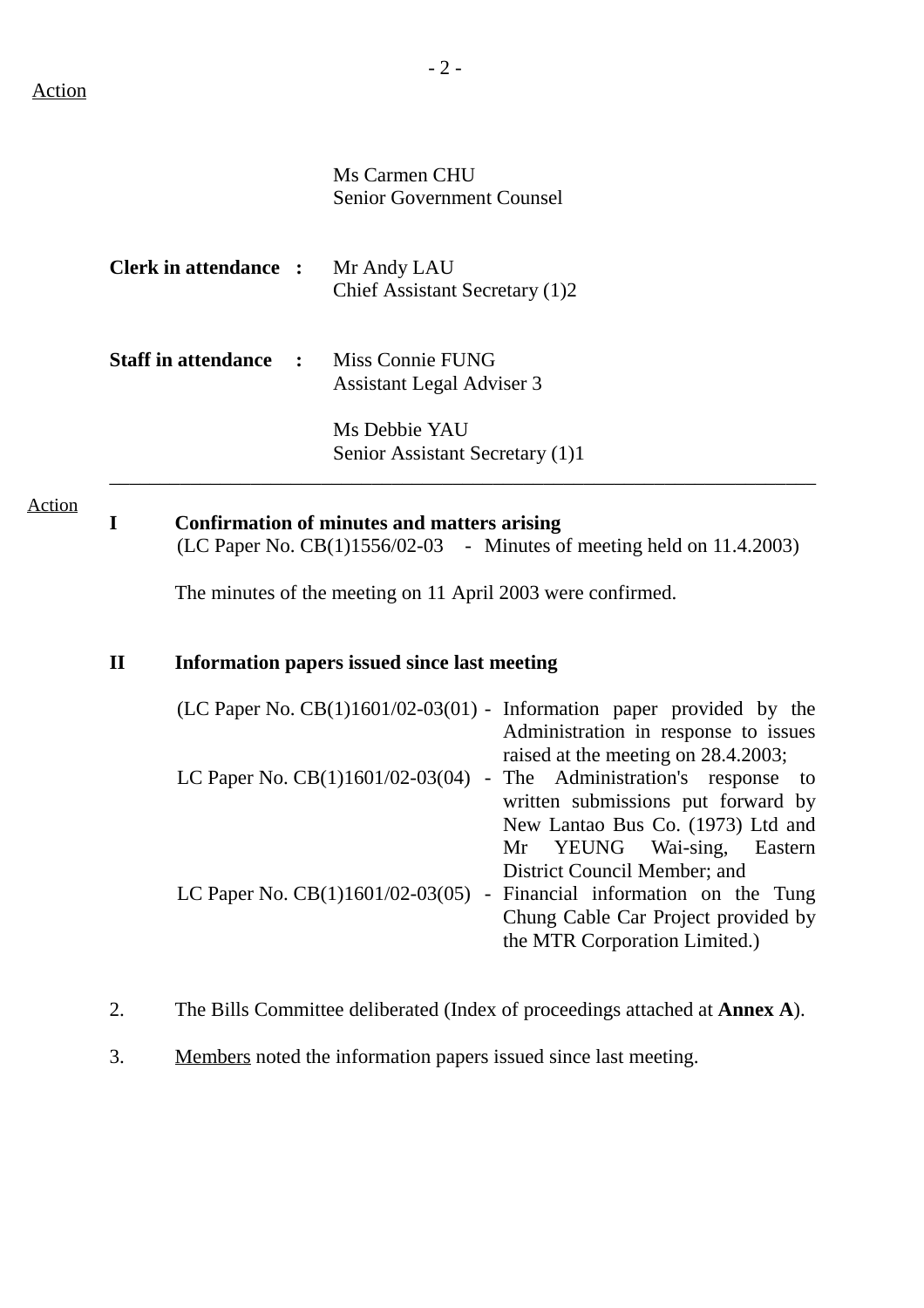Action

Ms Carmen CHU
Senior Government Counsel

**Clerk in attendance :** Mr Andy LAU
Chief Assistant Secretary (1)2

**Staff in attendance :** Miss Connie FUNG
Assistant Legal Adviser 3

Ms Debbie YAU
Senior Assistant Secretary (1)1

---

Action

**I Confirmation of minutes and matters arising**
(LC Paper No. CB(1)1556/02-03 - Minutes of meeting held on 11.4.2003)

The minutes of the meeting on 11 April 2003 were confirmed.

**II Information papers issued since last meeting**

(LC Paper No. CB(1)1601/02-03(01) - Information paper provided by the Administration in response to issues raised at the meeting on 28.4.2003;
LC Paper No. CB(1)1601/02-03(04) - The Administration's response to written submissions put forward by New Lantao Bus Co. (1973) Ltd and Mr YEUNG Wai-sing, Eastern District Council Member; and
LC Paper No. CB(1)1601/02-03(05) - Financial information on the Tung Chung Cable Car Project provided by the MTR Corporation Limited.)

2. The Bills Committee deliberated (Index of proceedings attached at **Annex A**).

3. Members noted the information papers issued since last meeting.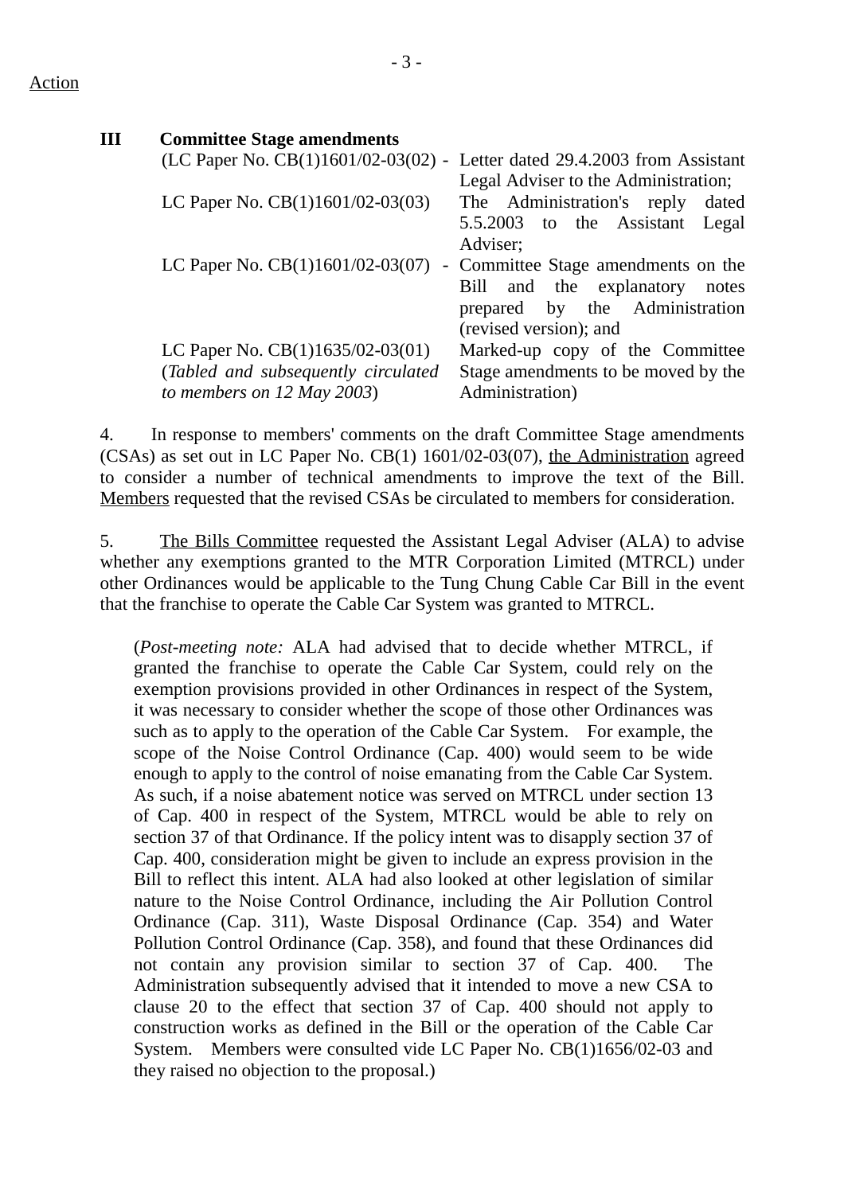Action

**III Committee Stage amendments**

| | | |
|---|---|---|
| (LC Paper No. CB(1)1601/02-03(02) | - | Letter dated 29.4.2003 from Assistant Legal Adviser to the Administration; |
| LC Paper No. CB(1)1601/02-03(03) | | The Administration's reply dated 5.5.2003 to the Assistant Legal Adviser; |
| LC Paper No. CB(1)1601/02-03(07) | - | Committee Stage amendments on the Bill and the explanatory notes prepared by the Administration (revised version); and |
| LC Paper No. CB(1)1635/02-03(01) (*Tabled and subsequently circulated to members on 12 May 2003*) | | Marked-up copy of the Committee Stage amendments to be moved by the Administration) |

4. In response to members' comments on the draft Committee Stage amendments (CSAs) as set out in LC Paper No. CB(1) 1601/02-03(07), the Administration agreed to consider a number of technical amendments to improve the text of the Bill. Members requested that the revised CSAs be circulated to members for consideration.

5. The Bills Committee requested the Assistant Legal Adviser (ALA) to advise whether any exemptions granted to the MTR Corporation Limited (MTRCL) under other Ordinances would be applicable to the Tung Chung Cable Car Bill in the event that the franchise to operate the Cable Car System was granted to MTRCL.

(*Post-meeting note:* ALA had advised that to decide whether MTRCL, if granted the franchise to operate the Cable Car System, could rely on the exemption provisions provided in other Ordinances in respect of the System, it was necessary to consider whether the scope of those other Ordinances was such as to apply to the operation of the Cable Car System. For example, the scope of the Noise Control Ordinance (Cap. 400) would seem to be wide enough to apply to the control of noise emanating from the Cable Car System. As such, if a noise abatement notice was served on MTRCL under section 13 of Cap. 400 in respect of the System, MTRCL would be able to rely on section 37 of that Ordinance. If the policy intent was to disapply section 37 of Cap. 400, consideration might be given to include an express provision in the Bill to reflect this intent. ALA had also looked at other legislation of similar nature to the Noise Control Ordinance, including the Air Pollution Control Ordinance (Cap. 311), Waste Disposal Ordinance (Cap. 354) and Water Pollution Control Ordinance (Cap. 358), and found that these Ordinances did not contain any provision similar to section 37 of Cap. 400. The Administration subsequently advised that it intended to move a new CSA to clause 20 to the effect that section 37 of Cap. 400 should not apply to construction works as defined in the Bill or the operation of the Cable Car System. Members were consulted vide LC Paper No. CB(1)1656/02-03 and they raised no objection to the proposal.)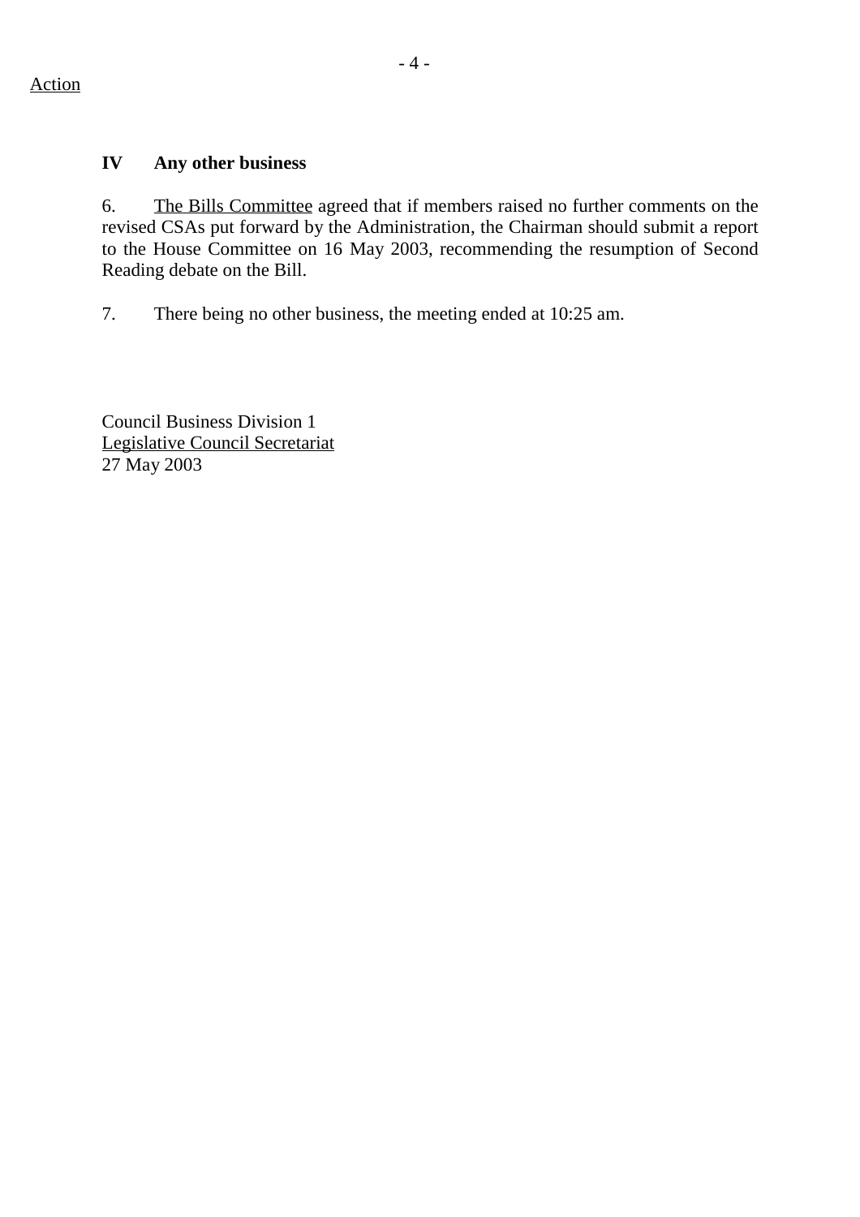Action

## IV Any other business

6. The Bills Committee agreed that if members raised no further comments on the revised CSAs put forward by the Administration, the Chairman should submit a report to the House Committee on 16 May 2003, recommending the resumption of Second Reading debate on the Bill.

7. There being no other business, the meeting ended at 10:25 am.

Council Business Division 1
Legislative Council Secretariat
27 May 2003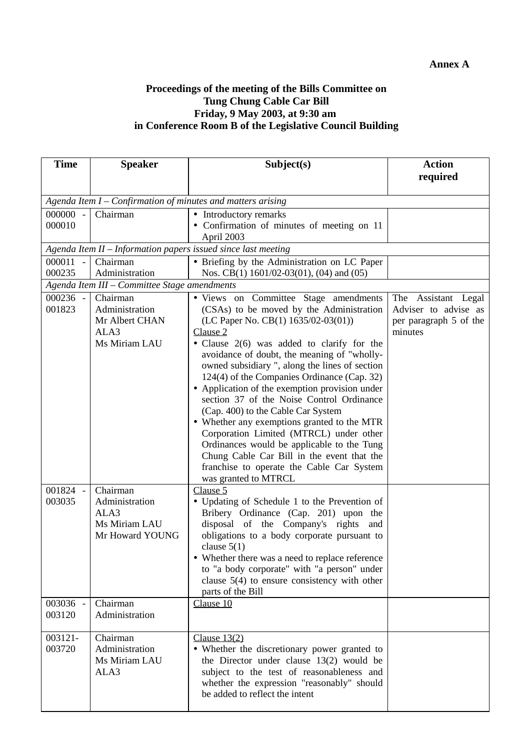**Annex A**

**Proceedings of the meeting of the Bills Committee on Tung Chung Cable Car Bill Friday, 9 May 2003, at 9:30 am in Conference Room B of the Legislative Council Building**

| Time | Speaker | Subject(s) | Action required |
|---|---|---|---|
| *Agenda Item I – Confirmation of minutes and matters arising* | | | |
| 000000 - 000010 | Chairman | • Introductory remarks<br>• Confirmation of minutes of meeting on 11 April 2003 | |
| *Agenda Item II – Information papers issued since last meeting* | | | |
| 000011 - 000235 | Chairman<br>Administration | • Briefing by the Administration on LC Paper Nos. CB(1) 1601/02-03(01), (04) and (05) | |
| *Agenda Item III – Committee Stage amendments* | | | |
| 000236 - 001823 | Chairman<br>Administration<br>Mr Albert CHAN<br>ALA3<br>Ms Miriam LAU | • Views on Committee Stage amendments (CSAs) to be moved by the Administration (LC Paper No. CB(1) 1635/02-03(01))<br><u>Clause 2</u><br>• Clause 2(6) was added to clarify for the avoidance of doubt, the meaning of "wholly-owned subsidiary ", along the lines of section 124(4) of the Companies Ordinance (Cap. 32)<br>• Application of the exemption provision under section 37 of the Noise Control Ordinance (Cap. 400) to the Cable Car System<br>• Whether any exemptions granted to the MTR Corporation Limited (MTRCL) under other Ordinances would be applicable to the Tung Chung Cable Car Bill in the event that the franchise to operate the Cable Car System was granted to MTRCL | The Assistant Legal Adviser to advise as per paragraph 5 of the minutes |
| 001824 - 003035 | Chairman<br>Administration<br>ALA3<br>Ms Miriam LAU<br>Mr Howard YOUNG | <u>Clause 5</u><br>• Updating of Schedule 1 to the Prevention of Bribery Ordinance (Cap. 201) upon the disposal of the Company's rights and obligations to a body corporate pursuant to clause 5(1)<br>• Whether there was a need to replace reference to "a body corporate" with "a person" under clause 5(4) to ensure consistency with other parts of the Bill | |
| 003036 - 003120 | Chairman<br>Administration | <u>Clause 10</u> | |
| 003121-003720 | Chairman<br>Administration<br>Ms Miriam LAU<br>ALA3 | <u>Clause 13(2)</u><br>• Whether the discretionary power granted to the Director under clause 13(2) would be subject to the test of reasonableness and whether the expression "reasonably" should be added to reflect the intent | |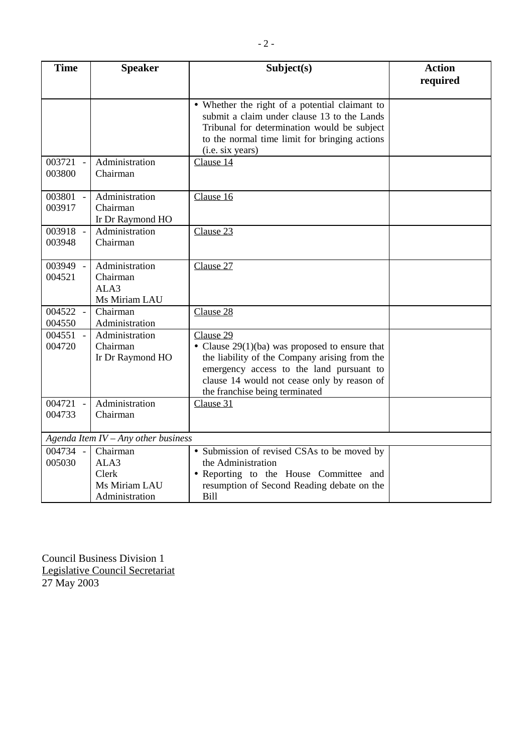| Time | Speaker | Subject(s) | Action required |
|---|---|---|---|
| | | • Whether the right of a potential claimant to submit a claim under clause 13 to the Lands Tribunal for determination would be subject to the normal time limit for bringing actions (i.e. six years) | |
| 003721 - 003800 | Administration<br>Chairman | Clause 14 | |
| 003801 - 003917 | Administration<br>Chairman<br>Ir Dr Raymond HO | Clause 16 | |
| 003918 - 003948 | Administration<br>Chairman | Clause 23 | |
| 003949 - 004521 | Administration<br>Chairman<br>ALA3<br>Ms Miriam LAU | Clause 27 | |
| 004522 - 004550 | Chairman<br>Administration | Clause 28 | |
| 004551 - 004720 | Administration<br>Chairman<br>Ir Dr Raymond HO | Clause 29<br>• Clause 29(1)(ba) was proposed to ensure that the liability of the Company arising from the emergency access to the land pursuant to clause 14 would not cease only by reason of the franchise being terminated | |
| 004721 - 004733 | Administration<br>Chairman | Clause 31 | |
| *Agenda Item IV – Any other business* | | | |
| 004734 - 005030 | Chairman<br>ALA3<br>Clerk<br>Ms Miriam LAU<br>Administration | • Submission of revised CSAs to be moved by the Administration<br>• Reporting to the House Committee and resumption of Second Reading debate on the Bill | |

Council Business Division 1
Legislative Council Secretariat
27 May 2003